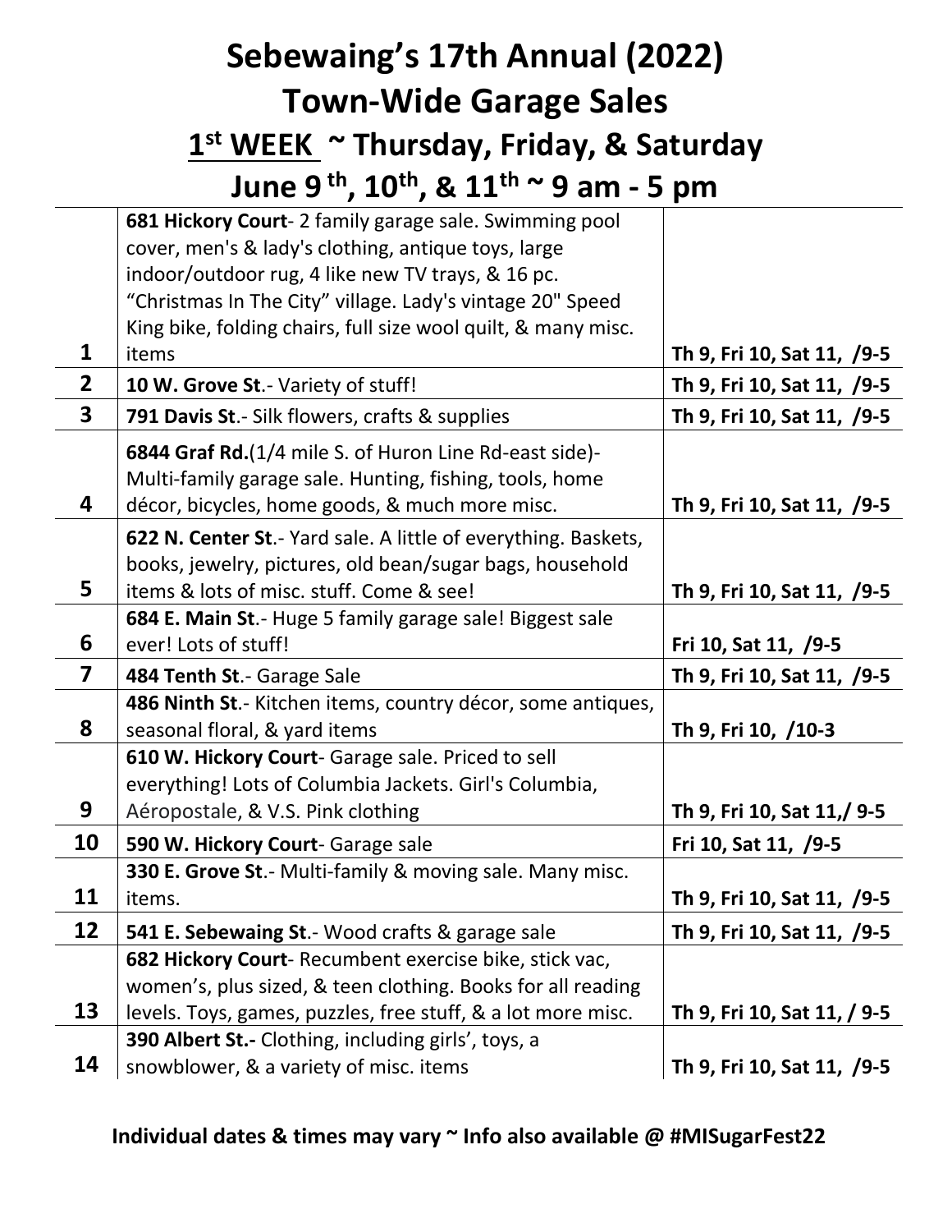# Sebewaing's 17th Annual (2022)
# Town-Wide Garage Sales
## 1st WEEK ~ Thursday, Friday, & Saturday
## June 9th, 10th, & 11th ~ 9 am - 5 pm

| | | |
|---|---|---|
| 1 | **681 Hickory Court**- 2 family garage sale. Swimming pool cover, men's & lady's clothing, antique toys, large indoor/outdoor rug, 4 like new TV trays, & 16 pc. "Christmas In The City" village. Lady's vintage 20" Speed King bike, folding chairs, full size wool quilt, & many misc. items | **Th 9, Fri 10, Sat 11, /9-5** |
| 2 | **10 W. Grove St**.- Variety of stuff! | **Th 9, Fri 10, Sat 11, /9-5** |
| 3 | **791 Davis St**.- Silk flowers, crafts & supplies | **Th 9, Fri 10, Sat 11, /9-5** |
| 4 | **6844 Graf Rd.**(1/4 mile S. of Huron Line Rd-east side)- Multi-family garage sale. Hunting, fishing, tools, home décor, bicycles, home goods, & much more misc. | **Th 9, Fri 10, Sat 11, /9-5** |
| 5 | **622 N. Center St**.- Yard sale. A little of everything. Baskets, books, jewelry, pictures, old bean/sugar bags, household items & lots of misc. stuff. Come & see! | **Th 9, Fri 10, Sat 11, /9-5** |
| 6 | **684 E. Main St**.- Huge 5 family garage sale! Biggest sale ever! Lots of stuff! | **Fri 10, Sat 11, /9-5** |
| 7 | **484 Tenth St**.- Garage Sale | **Th 9, Fri 10, Sat 11, /9-5** |
| 8 | **486 Ninth St**.- Kitchen items, country décor, some antiques, seasonal floral, & yard items | **Th 9, Fri 10, /10-3** |
| 9 | **610 W. Hickory Court**- Garage sale. Priced to sell everything! Lots of Columbia Jackets. Girl's Columbia, Aéropostale, & V.S. Pink clothing | **Th 9, Fri 10, Sat 11,/ 9-5** |
| 10 | **590 W. Hickory Court**- Garage sale | **Fri 10, Sat 11, /9-5** |
| 11 | **330 E. Grove St**.- Multi-family & moving sale. Many misc. items. | **Th 9, Fri 10, Sat 11, /9-5** |
| 12 | **541 E. Sebewaing St**.- Wood crafts & garage sale | **Th 9, Fri 10, Sat 11, /9-5** |
| 13 | **682 Hickory Court**- Recumbent exercise bike, stick vac, women's, plus sized, & teen clothing. Books for all reading levels. Toys, games, puzzles, free stuff, & a lot more misc. | **Th 9, Fri 10, Sat 11, / 9-5** |
| 14 | **390 Albert St.-** Clothing, including girls', toys, a snowblower, & a variety of misc. items | **Th 9, Fri 10, Sat 11, /9-5** |

**Individual dates & times may vary ~ Info also available @ #MISugarFest22**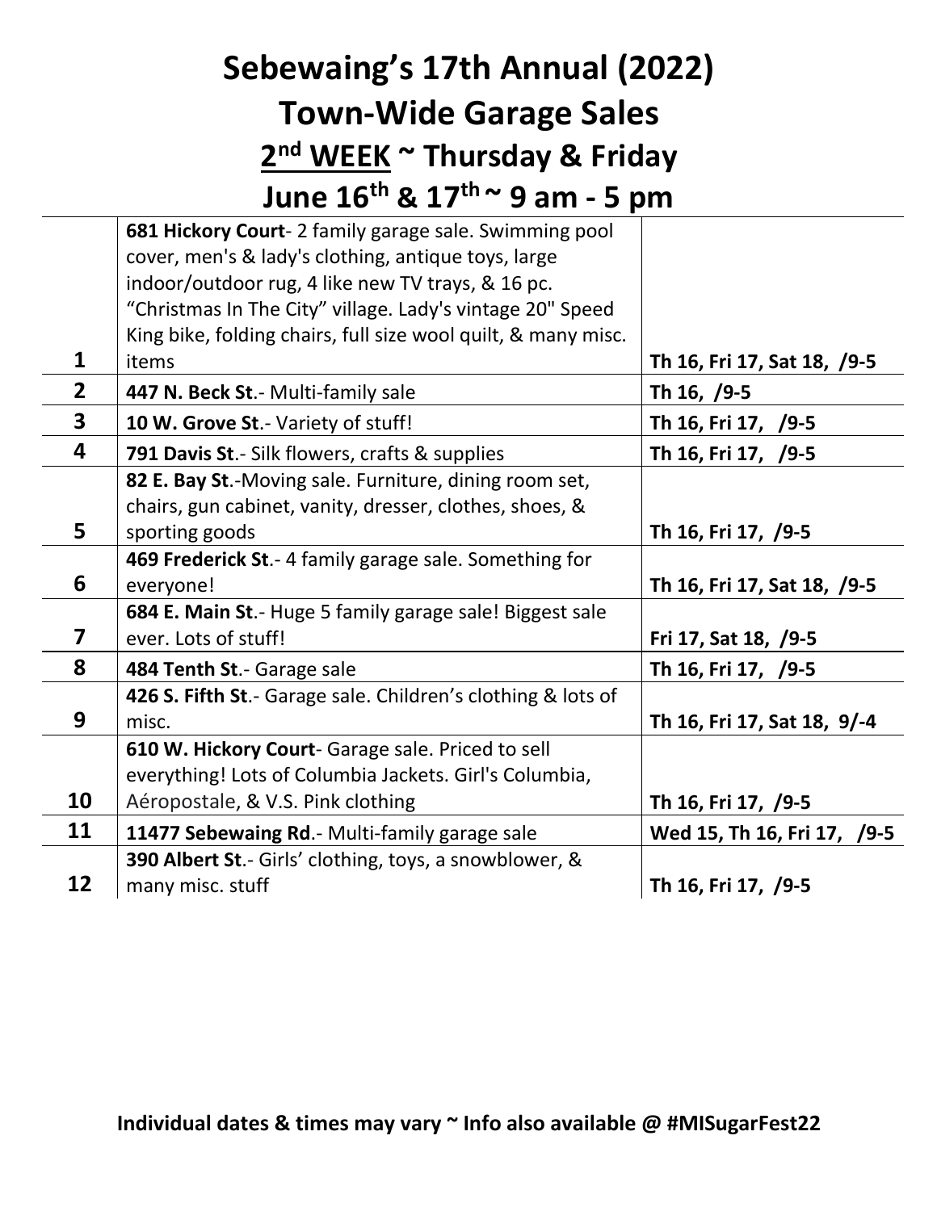# Sebewaing's 17th Annual (2022)

# Town-Wide Garage Sales

# 2nd WEEK ~ Thursday & Friday

# June 16th & 17th ~ 9 am - 5 pm

| | | |
|---|---|---|
| **1** | **681 Hickory Court**- 2 family garage sale. Swimming pool cover, men's & lady's clothing, antique toys, large indoor/outdoor rug, 4 like new TV trays, & 16 pc. "Christmas In The City" village. Lady's vintage 20" Speed King bike, folding chairs, full size wool quilt, & many misc. items | **Th 16, Fri 17, Sat 18, /9-5** |
| **2** | **447 N. Beck St**.- Multi-family sale | **Th 16, /9-5** |
| **3** | **10 W. Grove St**.- Variety of stuff! | **Th 16, Fri 17, /9-5** |
| **4** | **791 Davis St**.- Silk flowers, crafts & supplies | **Th 16, Fri 17, /9-5** |
| **5** | **82 E. Bay St**.-Moving sale. Furniture, dining room set, chairs, gun cabinet, vanity, dresser, clothes, shoes, & sporting goods | **Th 16, Fri 17, /9-5** |
| **6** | **469 Frederick St**.- 4 family garage sale. Something for everyone! | **Th 16, Fri 17, Sat 18, /9-5** |
| **7** | **684 E. Main St**.- Huge 5 family garage sale! Biggest sale ever. Lots of stuff! | **Fri 17, Sat 18, /9-5** |
| **8** | **484 Tenth St**.- Garage sale | **Th 16, Fri 17, /9-5** |
| **9** | **426 S. Fifth St**.- Garage sale. Children's clothing & lots of misc. | **Th 16, Fri 17, Sat 18, 9/-4** |
| **10** | **610 W. Hickory Court**- Garage sale. Priced to sell everything! Lots of Columbia Jackets. Girl's Columbia, Aéropostale, & V.S. Pink clothing | **Th 16, Fri 17, /9-5** |
| **11** | **11477 Sebewaing Rd**.- Multi-family garage sale | **Wed 15, Th 16, Fri 17, /9-5** |
| **12** | **390 Albert St**.- Girls' clothing, toys, a snowblower, & many misc. stuff | **Th 16, Fri 17, /9-5** |

**Individual dates & times may vary ~ Info also available @ #MISugarFest22**